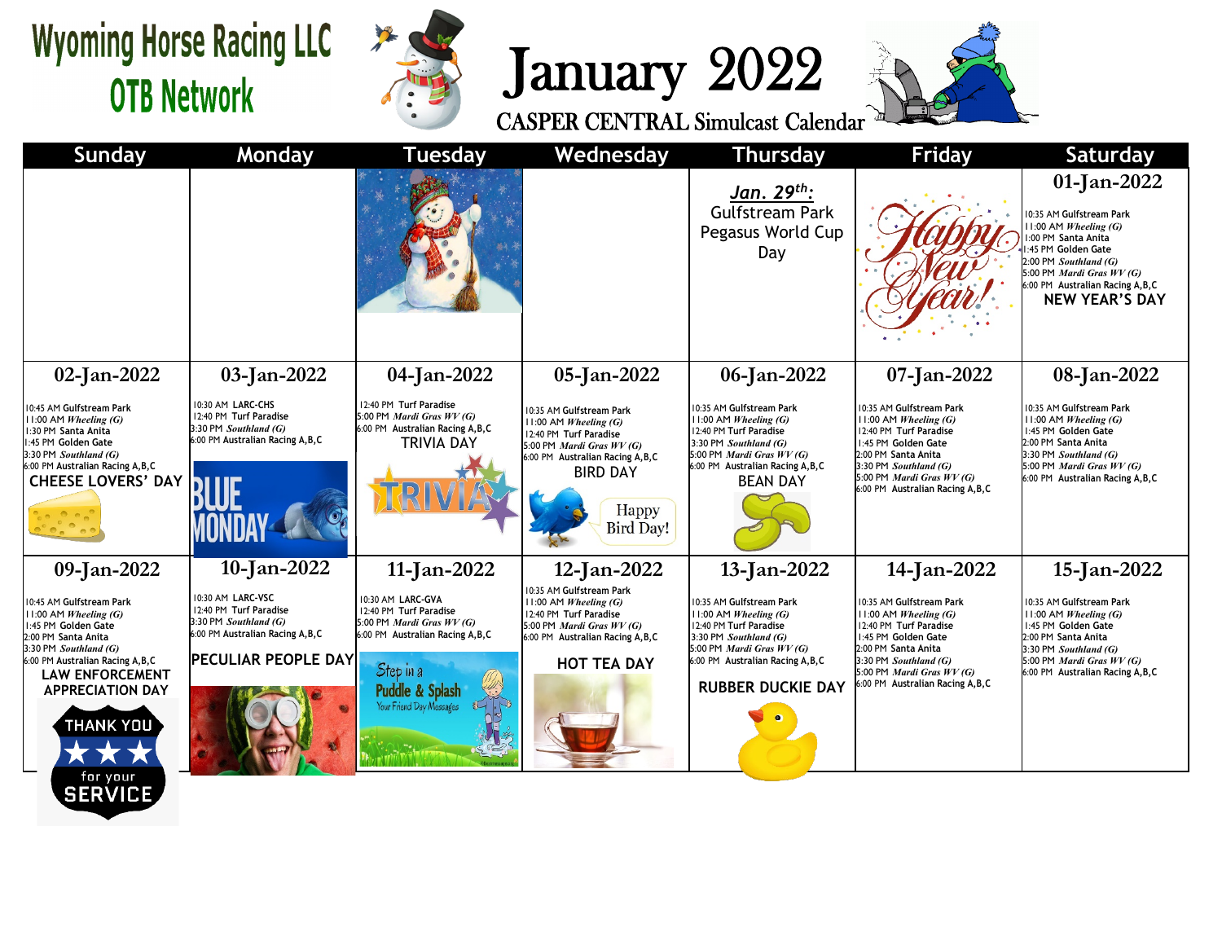# Wyoming Horse Racing LLC
## OTB Network

# January 2022
### CASPER CENTRAL Simulcast Calendar

| Sunday | Monday | Tuesday | Wednesday | Thursday | Friday | Saturday |
|---|---|---|---|---|---|---|
| | | | | ***Jan. 29th:*** Gulfstream Park Pegasus World Cup Day | Happy New Year! | **01-Jan-2022**<br>10:35 AM Gulfstream Park<br>11:00 AM *Wheeling (G)*<br>1:00 PM Santa Anita<br>1:45 PM Golden Gate<br>2:00 PM *Southland (G)*<br>5:00 PM *Mardi Gras WV (G)*<br>6:00 PM Australian Racing A,B,C<br>**NEW YEAR'S DAY** |
| **02-Jan-2022**<br>10:45 AM Gulfstream Park<br>11:00 AM *Wheeling (G)*<br>1:30 PM Santa Anita<br>1:45 PM Golden Gate<br>3:30 PM *Southland (G)*<br>6:00 PM Australian Racing A,B,C<br>**CHEESE LOVERS' DAY** | **03-Jan-2022**<br>10:30 AM LARC-CHS<br>12:40 PM Turf Paradise<br>3:30 PM *Southland (G)*<br>6:00 PM Australian Racing A,B,C<br>BLUE MONDAY | **04-Jan-2022**<br>12:40 PM Turf Paradise<br>5:00 PM *Mardi Gras WV (G)*<br>6:00 PM Australian Racing A,B,C<br>TRIVIA DAY | **05-Jan-2022**<br>10:35 AM Gulfstream Park<br>11:00 AM *Wheeling (G)*<br>12:40 PM Turf Paradise<br>5:00 PM *Mardi Gras WV (G)*<br>6:00 PM Australian Racing A,B,C<br>BIRD DAY<br>Happy Bird Day! | **06-Jan-2022**<br>10:35 AM Gulfstream Park<br>11:00 AM *Wheeling (G)*<br>12:40 PM Turf Paradise<br>3:30 PM *Southland (G)*<br>5:00 PM *Mardi Gras WV (G)*<br>6:00 PM Australian Racing A,B,C<br>BEAN DAY | **07-Jan-2022**<br>10:35 AM Gulfstream Park<br>11:00 AM *Wheeling (G)*<br>12:40 PM Turf Paradise<br>2:00 PM Santa Anita<br>3:30 PM *Southland (G)*<br>5:00 PM *Mardi Gras WV (G)*<br>6:00 PM Australian Racing A,B,C | **08-Jan-2022**<br>10:35 AM Gulfstream Park<br>11:00 AM *Wheeling (G)*<br>1:45 PM Golden Gate<br>2:00 PM Santa Anita<br>3:30 PM *Southland (G)*<br>5:00 PM *Mardi Gras WV (G)*<br>6:00 PM Australian Racing A,B,C |
| **09-Jan-2022**<br>10:45 AM Gulfstream Park<br>11:00 AM *Wheeling (G)*<br>1:45 PM Golden Gate<br>2:00 PM Santa Anita<br>3:30 PM *Southland (G)*<br>6:00 PM Australian Racing A,B,C<br>**LAW ENFORCEMENT APPRECIATION DAY**<br>THANK YOU for your SERVICE | **10-Jan-2022**<br>10:30 AM LARC-VSC<br>12:40 PM Turf Paradise<br>3:30 PM *Southland (G)*<br>6:00 PM Australian Racing A,B,C<br>**PECULIAR PEOPLE DAY** | **11-Jan-2022**<br>10:30 AM LARC-GVA<br>12:40 PM Turf Paradise<br>5:00 PM *Mardi Gras WV (G)*<br>6:00 PM Australian Racing A,B,C<br>Step in a Puddle & Splash | **12-Jan-2022**<br>10:35 AM Gulfstream Park<br>11:00 AM *Wheeling (G)*<br>12:40 PM Turf Paradise<br>5:00 PM *Mardi Gras WV (G)*<br>6:00 PM Australian Racing A,B,C<br>**HOT TEA DAY** | **13-Jan-2022**<br>10:35 AM Gulfstream Park<br>11:00 AM *Wheeling (G)*<br>12:40 PM Turf Paradise<br>3:30 PM *Southland (G)*<br>5:00 PM *Mardi Gras WV (G)*<br>6:00 PM Australian Racing A,B,C<br>**RUBBER DUCKIE DAY** | **14-Jan-2022**<br>10:35 AM Gulfstream Park<br>11:00 AM *Wheeling (G)*<br>12:40 PM Turf Paradise<br>1:45 PM Golden Gate<br>2:00 PM Santa Anita<br>3:30 PM *Southland (G)*<br>5:00 PM *Mardi Gras WV (G)*<br>6:00 PM Australian Racing A,B,C | **15-Jan-2022**<br>10:35 AM Gulfstream Park<br>11:00 AM *Wheeling (G)*<br>1:45 PM Golden Gate<br>2:00 PM Santa Anita<br>3:30 PM *Southland (G)*<br>5:00 PM *Mardi Gras WV (G)*<br>6:00 PM Australian Racing A,B,C |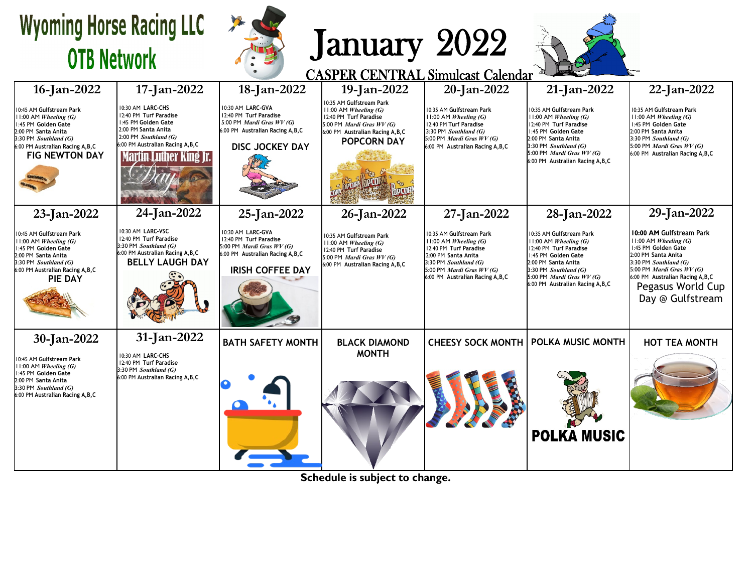# Wyoming Horse Racing LLC OTB Network

# January 2022

## CASPER CENTRAL Simulcast Calendar

| 16-Jan-2022 | 17-Jan-2022 | 18-Jan-2022 | 19-Jan-2022 | 20-Jan-2022 | 21-Jan-2022 | 22-Jan-2022 |
|---|---|---|---|---|---|---|
| 10:45 AM Gulfstream Park<br>11:00 AM *Wheeling (G)*<br>1:45 PM Golden Gate<br>2:00 PM Santa Anita<br>3:30 PM *Southland (G)*<br>6:00 PM Australian Racing A,B,C<br>**FIG NEWTON DAY** | 10:30 AM LARC-CHS<br>12:40 PM Turf Paradise<br>1:45 PM Golden Gate<br>2:00 PM Santa Anita<br>2:00 PM *Southland (G)*<br>6:00 PM Australian Racing A,B,C<br>Martin Luther King Jr. Day | 10:30 AM LARC-GVA<br>12:40 PM Turf Paradise<br>5:00 PM *Mardi Gras WV (G)*<br>6:00 PM Australian Racing A,B,C<br>**DISC JOCKEY DAY** | 10:35 AM Gulfstream Park<br>11:00 AM *Wheeling (G)*<br>12:40 PM Turf Paradise<br>5:00 PM *Mardi Gras WV (G)*<br>6:00 PM Australian Racing A,B,C<br>**POPCORN DAY** | 10:35 AM Gulfstream Park<br>11:00 AM *Wheeling (G)*<br>12:40 PM Turf Paradise<br>3:30 PM *Southland (G)*<br>5:00 PM *Mardi Gras WV (G)*<br>6:00 PM Australian Racing A,B,C | 10:35 AM Gulfstream Park<br>11:00 AM *Wheeling (G)*<br>12:40 PM Turf Paradise<br>1:45 PM Golden Gate<br>2:00 PM Santa Anita<br>3:30 PM *Southland (G)*<br>5:00 PM *Mardi Gras WV (G)*<br>6:00 PM Australian Racing A,B,C | 10:35 AM Gulfstream Park<br>11:00 AM *Wheeling (G)*<br>1:45 PM Golden Gate<br>2:00 PM Santa Anita<br>3:30 PM *Southland (G)*<br>5:00 PM *Mardi Gras WV (G)*<br>6:00 PM Australian Racing A,B,C |
| **23-Jan-2022** | **24-Jan-2022** | **25-Jan-2022** | **26-Jan-2022** | **27-Jan-2022** | **28-Jan-2022** | **29-Jan-2022** |
| 10:45 AM Gulfstream Park<br>11:00 AM *Wheeling (G)*<br>1:45 PM Golden Gate<br>2:00 PM Santa Anita<br>3:30 PM *Southland (G)*<br>6:00 PM Australian Racing A,B,C<br>**PIE DAY** | 10:30 AM LARC-VSC<br>12:40 PM Turf Paradise<br>3:30 PM *Southland (G)*<br>6:00 PM Australian Racing A,B,C<br>**BELLY LAUGH DAY** | 10:30 AM LARC-GVA<br>12:40 PM Turf Paradise<br>5:00 PM *Mardi Gras WV (G)*<br>6:00 PM Australian Racing A,B,C<br>**IRISH COFFEE DAY** | 10:35 AM Gulfstream Park<br>11:00 AM *Wheeling (G)*<br>12:40 PM Turf Paradise<br>5:00 PM *Mardi Gras WV (G)*<br>6:00 PM Australian Racing A,B,C | 10:35 AM Gulfstream Park<br>11:00 AM *Wheeling (G)*<br>12:40 PM Turf Paradise<br>2:00 PM Santa Anita<br>3:30 PM *Southland (G)*<br>5:00 PM *Mardi Gras WV (G)*<br>6:00 PM Australian Racing A,B,C | 10:35 AM Gulfstream Park<br>11:00 AM *Wheeling (G)*<br>12:40 PM Turf Paradise<br>1:45 PM Golden Gate<br>2:00 PM Santa Anita<br>3:30 PM *Southland (G)*<br>5:00 PM *Mardi Gras WV (G)*<br>6:00 PM Australian Racing A,B,C | **10:00 AM** Gulfstream Park<br>11:00 AM *Wheeling (G)*<br>1:45 PM Golden Gate<br>2:00 PM Santa Anita<br>3:30 PM *Southland (G)*<br>5:00 PM *Mardi Gras WV (G)*<br>6:00 PM Australian Racing A,B,C<br>Pegasus World Cup Day @ Gulfstream |
| **30-Jan-2022** | **31-Jan-2022** | **BATH SAFETY MONTH** | **BLACK DIAMOND MONTH** | **CHEESY SOCK MONTH** | **POLKA MUSIC MONTH** | **HOT TEA MONTH** |
| 10:45 AM Gulfstream Park<br>11:00 AM *Wheeling (G)*<br>1:45 PM Golden Gate<br>2:00 PM Santa Anita<br>3:30 PM *Southland (G)*<br>6:00 PM Australian Racing A,B,C | 10:30 AM LARC-CHS<br>12:40 PM Turf Paradise<br>3:30 PM *Southland (G)*<br>6:00 PM Australian Racing A,B,C | | | | POLKA MUSIC | |

**Schedule is subject to change.**